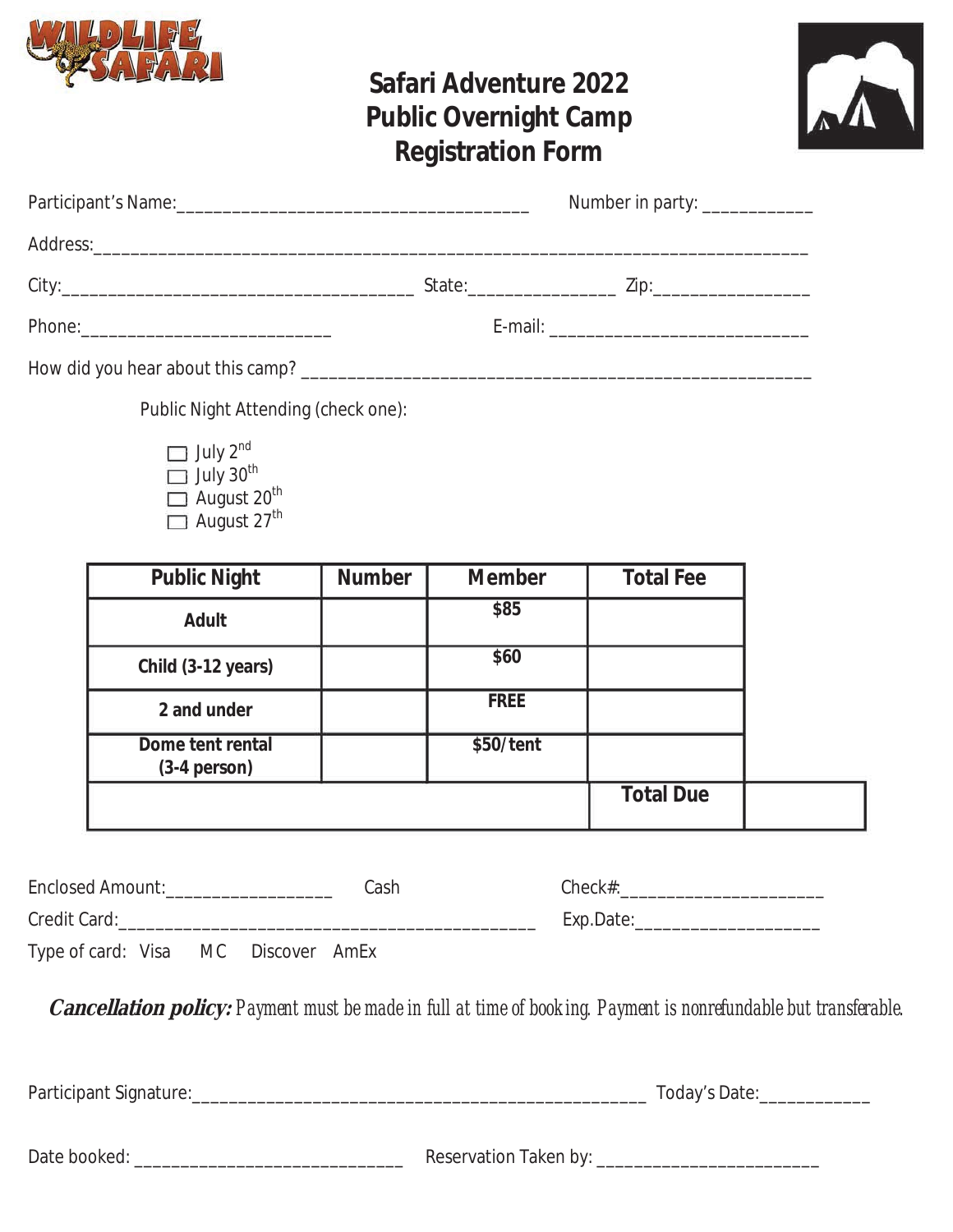# Safari Adventure 2022
# Public Overnight Camp
# Registration Form

Participant's Name:_____________________________________ Number in party: ___________

Address:_____________________________________________________________________________

City:_____________________________________ State:_______________ Zip:________________

Phone:__________________________ E-mail: ___________________________

How did you hear about this camp? ______________________________________________________

Public Night Attending (check one):

- ☐ July 2nd
- ☐ July 30th
- ☐ August 20th
- ☐ August 27th

| Public Night | Number | Member | Total Fee | |
|---|---|---|---|---|
| Adult | | $85 | | |
| Child (3-12 years) | | $60 | | |
| 2 and under | | FREE | | |
| Dome tent rental (3-4 person) | | $50/tent | | |
| | | | **Total Due** | |

Enclosed Amount:_________________ Cash Check#:_____________________

Credit Card:_____________________________________________ Exp.Date:___________________

Type of card: Visa MC Discover AmEx

***Cancellation policy:*** *Payment must be made in full at time of booking. Payment is nonrefundable but transferable.*

Participant Signature:_________________________________________________ Today's Date:___________

Date booked: ____________________________ Reservation Taken by: _______________________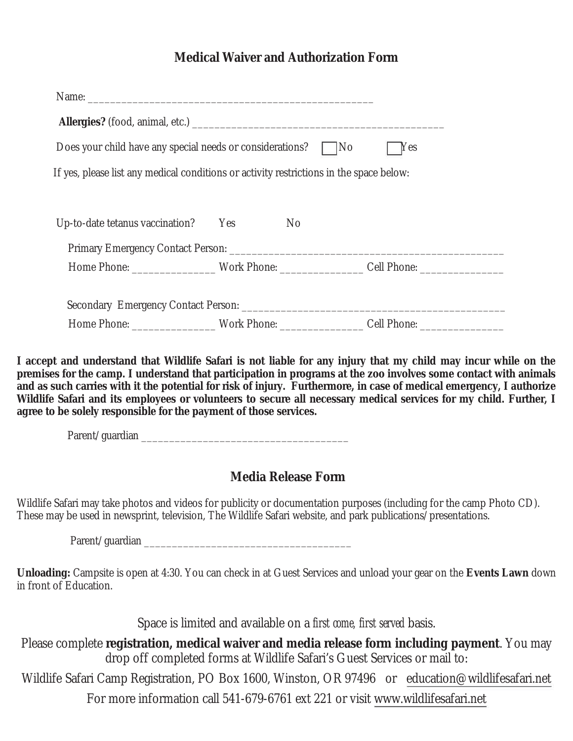## Medical Waiver and Authorization Form

Name: ___________________________________________________

**Allergies?** (food, animal, etc.) _____________________________________________

Does your child have any special needs or considerations? ☐ No ☐ Yes

If yes, please list any medical conditions or activity restrictions in the space below:

Up-to-date tetanus vaccination? Yes No

Primary Emergency Contact Person: _________________________________________________

Home Phone: ______________ Work Phone: ______________ Cell Phone: ______________

Secondary Emergency Contact Person: _______________________________________________

Home Phone: ______________ Work Phone: ______________ Cell Phone: ______________

**I accept and understand that Wildlife Safari is not liable for any injury that my child may incur while on the premises for the camp. I understand that participation in programs at the zoo involves some contact with animals and as such carries with it the potential for risk of injury. Furthermore, in case of medical emergency, I authorize Wildlife Safari and its employees or volunteers to secure all necessary medical services for my child. Further, I agree to be solely responsible for the payment of those services.**

Parent/guardian ____________________________________

## Media Release Form

Wildlife Safari may take photos and videos for publicity or documentation purposes (including for the camp Photo CD). These may be used in newsprint, television, The Wildlife Safari website, and park publications/presentations.

Parent/guardian ____________________________________

**Unloading:** Campsite is open at 4:30. You can check in at Guest Services and unload your gear on the **Events Lawn** down in front of Education.

Space is limited and available on a *first come, first served* basis.

Please complete **registration, medical waiver and media release form including payment**. You may drop off completed forms at Wildlife Safari's Guest Services or mail to:

Wildlife Safari Camp Registration, PO Box 1600, Winston, OR 97496 or education@wildlifesafari.net

For more information call 541-679-6761 ext 221 or visit www.wildlifesafari.net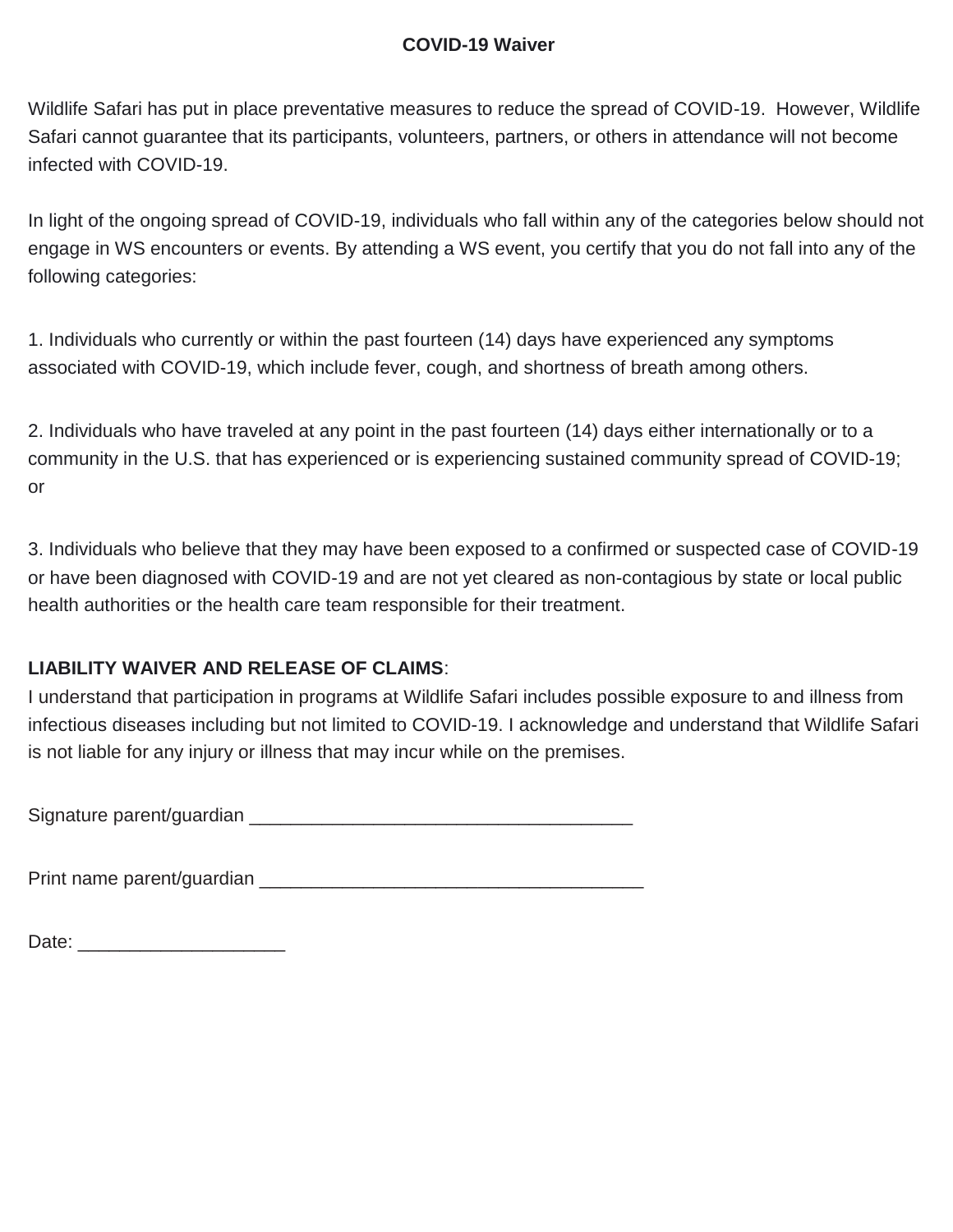**COVID-19 Waiver**

Wildlife Safari has put in place preventative measures to reduce the spread of COVID-19. However, Wildlife Safari cannot guarantee that its participants, volunteers, partners, or others in attendance will not become infected with COVID-19.

In light of the ongoing spread of COVID-19, individuals who fall within any of the categories below should not engage in WS encounters or events. By attending a WS event, you certify that you do not fall into any of the following categories:

1. Individuals who currently or within the past fourteen (14) days have experienced any symptoms associated with COVID-19, which include fever, cough, and shortness of breath among others.

2. Individuals who have traveled at any point in the past fourteen (14) days either internationally or to a community in the U.S. that has experienced or is experiencing sustained community spread of COVID-19; or

3. Individuals who believe that they may have been exposed to a confirmed or suspected case of COVID-19 or have been diagnosed with COVID-19 and are not yet cleared as non-contagious by state or local public health authorities or the health care team responsible for their treatment.

**LIABILITY WAIVER AND RELEASE OF CLAIMS**:
I understand that participation in programs at Wildlife Safari includes possible exposure to and illness from infectious diseases including but not limited to COVID-19. I acknowledge and understand that Wildlife Safari is not liable for any injury or illness that may incur while on the premises.

Signature parent/guardian ____________________________________

Print name parent/guardian ____________________________________

Date: ___________________